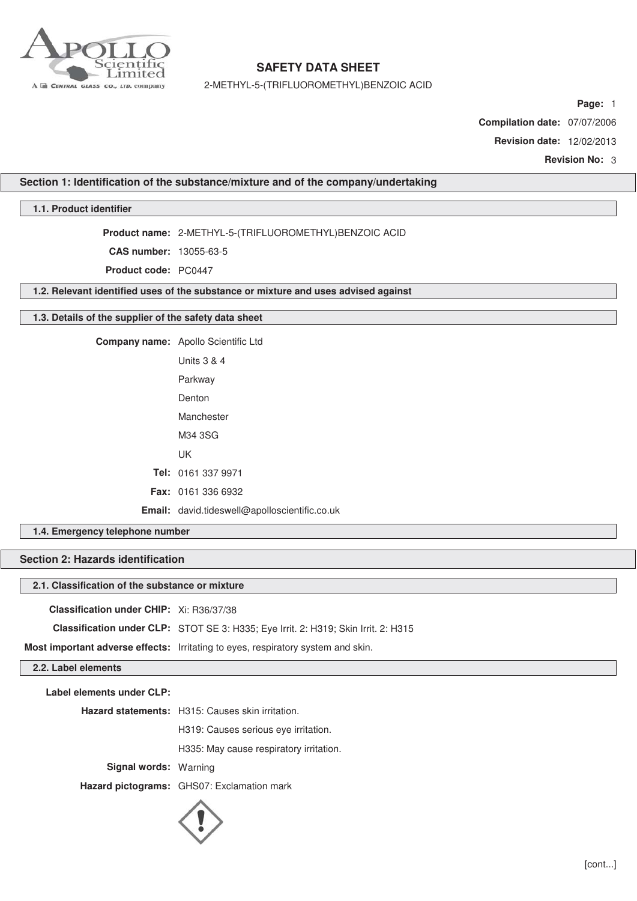# SAFETY DATA SHEET

2-METHYL-5-(TRIFLUOROMETHYL)BENZOIC ACID

**Page:** 1

**Compilation date:** 07/07/2006

**Revision date:** 12/02/2013

**Revision No:** 3

## Section 1: Identification of the substance/mixture and of the company/undertaking

### 1.1. Product identifier

**Product name:** 2-METHYL-5-(TRIFLUOROMETHYL)BENZOIC ACID

**CAS number:** 13055-63-5

**Product code:** PC0447

### 1.2. Relevant identified uses of the substance or mixture and uses advised against

### 1.3. Details of the supplier of the safety data sheet

**Company name:** Apollo Scientific Ltd

Units 3 & 4

Parkway

Denton

Manchester

M34 3SG

UK

**Tel:** 0161 337 9971

**Fax:** 0161 336 6932

**Email:** david.tideswell@apolloscientific.co.uk

### 1.4. Emergency telephone number

## Section 2: Hazards identification

### 2.1. Classification of the substance or mixture

**Classification under CHIP:** Xi: R36/37/38

**Classification under CLP:** STOT SE 3: H335; Eye Irrit. 2: H319; Skin Irrit. 2: H315

**Most important adverse effects:** Irritating to eyes, respiratory system and skin.

### 2.2. Label elements

**Label elements under CLP:**

**Hazard statements:** H315: Causes skin irritation.

H319: Causes serious eye irritation.

H335: May cause respiratory irritation.

**Signal words:** Warning

**Hazard pictograms:** GHS07: Exclamation mark

[cont...]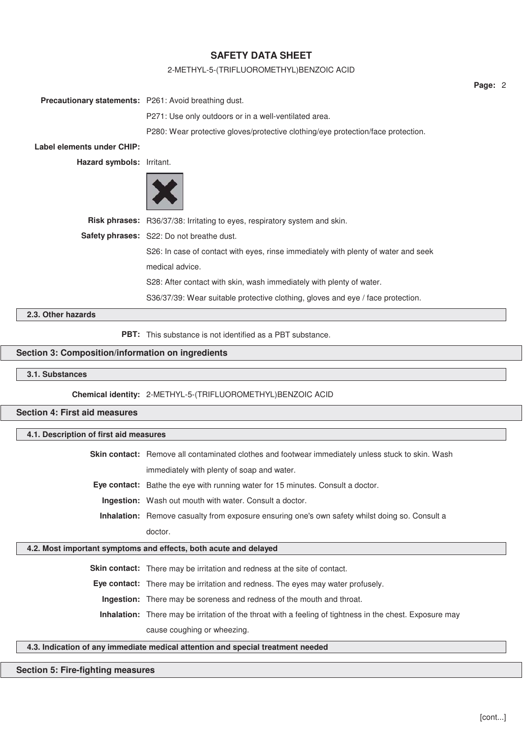**Precautionary statements:** P261: Avoid breathing dust.

P271: Use only outdoors or in a well-ventilated area.

P280: Wear protective gloves/protective clothing/eye protection/face protection.

**Label elements under CHIP:**

**Hazard symbols:** Irritant.

**Risk phrases:** R36/37/38: Irritating to eyes, respiratory system and skin.

**Safety phrases:** S22: Do not breathe dust.

S26: In case of contact with eyes, rinse immediately with plenty of water and seek medical advice.

S28: After contact with skin, wash immediately with plenty of water.

S36/37/39: Wear suitable protective clothing, gloves and eye / face protection.

### 2.3. Other hazards

**PBT:** This substance is not identified as a PBT substance.

## Section 3: Composition/information on ingredients

### 3.1. Substances

**Chemical identity:** 2-METHYL-5-(TRIFLUOROMETHYL)BENZOIC ACID

## Section 4: First aid measures

### 4.1. Description of first aid measures

**Skin contact:** Remove all contaminated clothes and footwear immediately unless stuck to skin. Wash immediately with plenty of soap and water.

**Eye contact:** Bathe the eye with running water for 15 minutes. Consult a doctor.

**Ingestion:** Wash out mouth with water. Consult a doctor.

**Inhalation:** Remove casualty from exposure ensuring one's own safety whilst doing so. Consult a doctor.

### 4.2. Most important symptoms and effects, both acute and delayed

**Skin contact:** There may be irritation and redness at the site of contact.

**Eye contact:** There may be irritation and redness. The eyes may water profusely.

**Ingestion:** There may be soreness and redness of the mouth and throat.

**Inhalation:** There may be irritation of the throat with a feeling of tightness in the chest. Exposure may cause coughing or wheezing.

### 4.3. Indication of any immediate medical attention and special treatment needed

## Section 5: Fire-fighting measures

[cont...]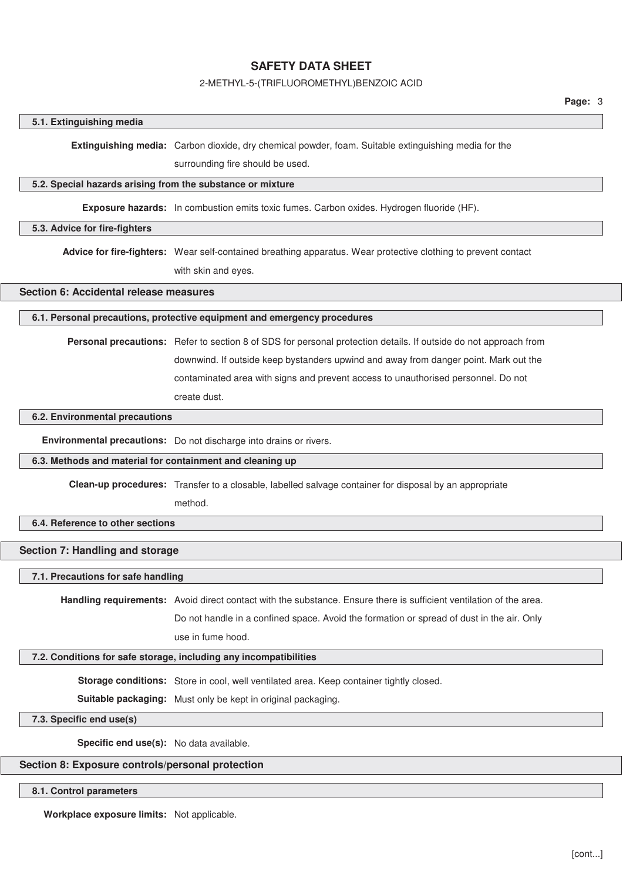### 5.1. Extinguishing media

**Extinguishing media:** Carbon dioxide, dry chemical powder, foam. Suitable extinguishing media for the surrounding fire should be used.

### 5.2. Special hazards arising from the substance or mixture

**Exposure hazards:** In combustion emits toxic fumes. Carbon oxides. Hydrogen fluoride (HF).

### 5.3. Advice for fire-fighters

**Advice for fire-fighters:** Wear self-contained breathing apparatus. Wear protective clothing to prevent contact with skin and eyes.

## Section 6: Accidental release measures

### 6.1. Personal precautions, protective equipment and emergency procedures

**Personal precautions:** Refer to section 8 of SDS for personal protection details. If outside do not approach from downwind. If outside keep bystanders upwind and away from danger point. Mark out the contaminated area with signs and prevent access to unauthorised personnel. Do not create dust.

### 6.2. Environmental precautions

**Environmental precautions:** Do not discharge into drains or rivers.

### 6.3. Methods and material for containment and cleaning up

**Clean-up procedures:** Transfer to a closable, labelled salvage container for disposal by an appropriate method.

### 6.4. Reference to other sections

## Section 7: Handling and storage

### 7.1. Precautions for safe handling

**Handling requirements:** Avoid direct contact with the substance. Ensure there is sufficient ventilation of the area. Do not handle in a confined space. Avoid the formation or spread of dust in the air. Only use in fume hood.

### 7.2. Conditions for safe storage, including any incompatibilities

**Storage conditions:** Store in cool, well ventilated area. Keep container tightly closed.

**Suitable packaging:** Must only be kept in original packaging.

### 7.3. Specific end use(s)

**Specific end use(s):** No data available.

## Section 8: Exposure controls/personal protection

### 8.1. Control parameters

**Workplace exposure limits:** Not applicable.

[cont...]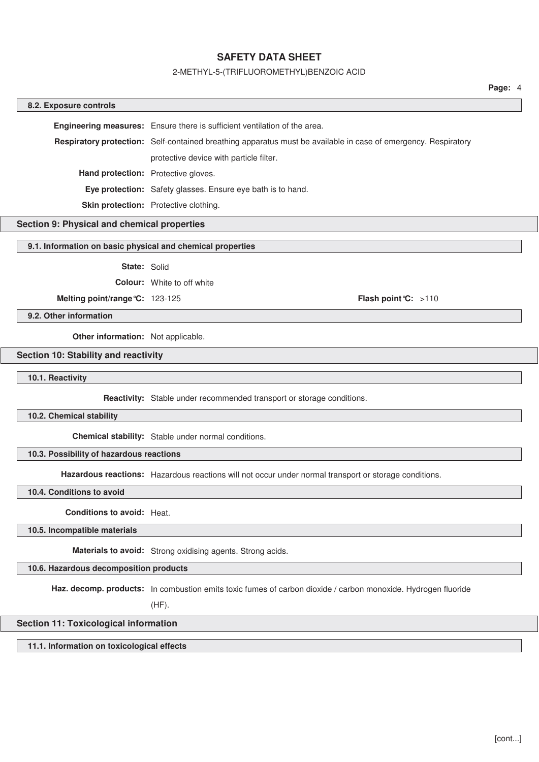### 8.2. Exposure controls

**Engineering measures:** Ensure there is sufficient ventilation of the area.

**Respiratory protection:** Self-contained breathing apparatus must be available in case of emergency. Respiratory protective device with particle filter.

**Hand protection:** Protective gloves.

**Eye protection:** Safety glasses. Ensure eye bath is to hand.

**Skin protection:** Protective clothing.

## Section 9: Physical and chemical properties

### 9.1. Information on basic physical and chemical properties

**State:** Solid

**Colour:** White to off white

**Melting point/range°C:** 123-125 **Flash point°C:** >110

### 9.2. Other information

**Other information:** Not applicable.

## Section 10: Stability and reactivity

### 10.1. Reactivity

**Reactivity:** Stable under recommended transport or storage conditions.

### 10.2. Chemical stability

**Chemical stability:** Stable under normal conditions.

### 10.3. Possibility of hazardous reactions

**Hazardous reactions:** Hazardous reactions will not occur under normal transport or storage conditions.

### 10.4. Conditions to avoid

**Conditions to avoid:** Heat.

### 10.5. Incompatible materials

**Materials to avoid:** Strong oxidising agents. Strong acids.

### 10.6. Hazardous decomposition products

**Haz. decomp. products:** In combustion emits toxic fumes of carbon dioxide / carbon monoxide. Hydrogen fluoride (HF).

## Section 11: Toxicological information

### 11.1. Information on toxicological effects

[cont...]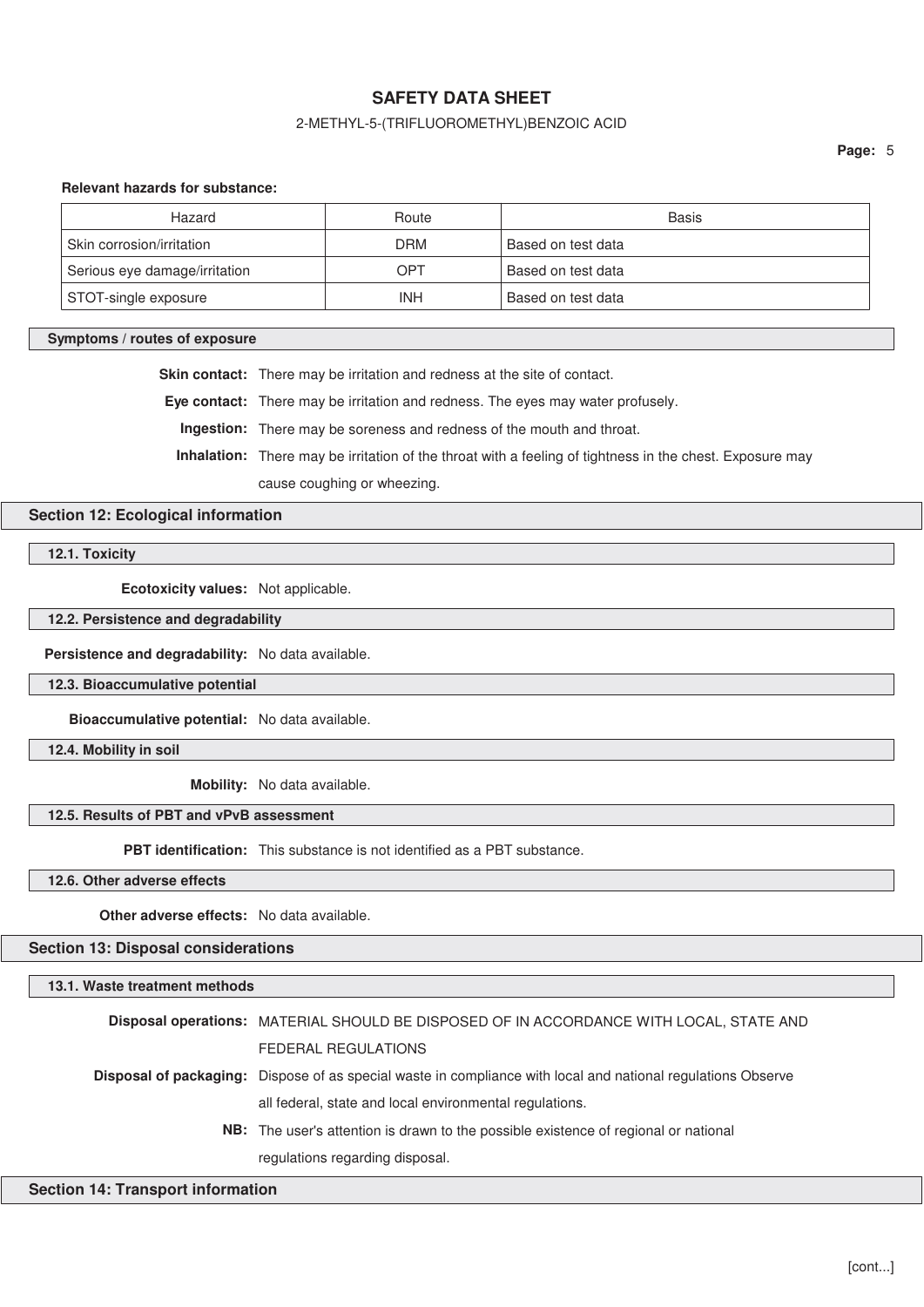**Relevant hazards for substance:**

| Hazard | Route | Basis |
| --- | --- | --- |
| Skin corrosion/irritation | DRM | Based on test data |
| Serious eye damage/irritation | OPT | Based on test data |
| STOT-single exposure | INH | Based on test data |

**Symptoms / routes of exposure**

**Skin contact:** There may be irritation and redness at the site of contact.

**Eye contact:** There may be irritation and redness. The eyes may water profusely.

**Ingestion:** There may be soreness and redness of the mouth and throat.

**Inhalation:** There may be irritation of the throat with a feeling of tightness in the chest. Exposure may cause coughing or wheezing.

## Section 12: Ecological information

### 12.1. Toxicity

**Ecotoxicity values:** Not applicable.

### 12.2. Persistence and degradability

**Persistence and degradability:** No data available.

### 12.3. Bioaccumulative potential

**Bioaccumulative potential:** No data available.

### 12.4. Mobility in soil

**Mobility:** No data available.

### 12.5. Results of PBT and vPvB assessment

**PBT identification:** This substance is not identified as a PBT substance.

### 12.6. Other adverse effects

**Other adverse effects:** No data available.

## Section 13: Disposal considerations

### 13.1. Waste treatment methods

**Disposal operations:** MATERIAL SHOULD BE DISPOSED OF IN ACCORDANCE WITH LOCAL, STATE AND FEDERAL REGULATIONS

**Disposal of packaging:** Dispose of as special waste in compliance with local and national regulations Observe all federal, state and local environmental regulations.

**NB:** The user's attention is drawn to the possible existence of regional or national regulations regarding disposal.

## Section 14: Transport information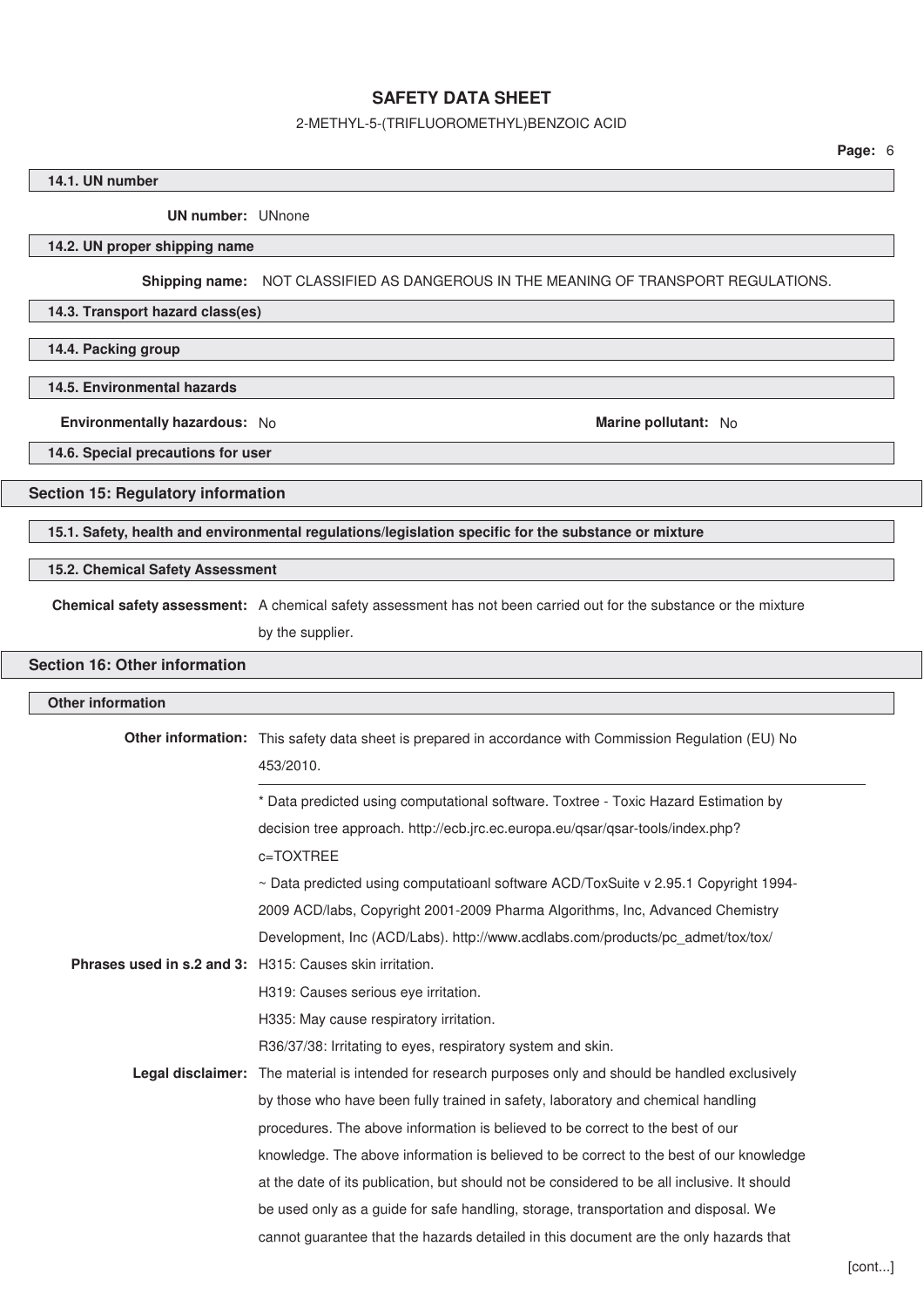### 14.1. UN number

**UN number:** UNnone

### 14.2. UN proper shipping name

**Shipping name:** NOT CLASSIFIED AS DANGEROUS IN THE MEANING OF TRANSPORT REGULATIONS.

### 14.3. Transport hazard class(es)

### 14.4. Packing group

### 14.5. Environmental hazards

**Environmentally hazardous:** No

**Marine pollutant:** No

### 14.6. Special precautions for user

## Section 15: Regulatory information

### 15.1. Safety, health and environmental regulations/legislation specific for the substance or mixture

### 15.2. Chemical Safety Assessment

**Chemical safety assessment:** A chemical safety assessment has not been carried out for the substance or the mixture by the supplier.

## Section 16: Other information

### Other information

**Other information:** This safety data sheet is prepared in accordance with Commission Regulation (EU) No 453/2010.

---

* Data predicted using computational software. Toxtree - Toxic Hazard Estimation by decision tree approach. http://ecb.jrc.ec.europa.eu/qsar/qsar-tools/index.php?c=TOXTREE

~ Data predicted using computatioanl software ACD/ToxSuite v 2.95.1 Copyright 1994-2009 ACD/labs, Copyright 2001-2009 Pharma Algorithms, Inc, Advanced Chemistry Development, Inc (ACD/Labs). http://www.acdlabs.com/products/pc_admet/tox/tox/

**Phrases used in s.2 and 3:** H315: Causes skin irritation.

H319: Causes serious eye irritation.

H335: May cause respiratory irritation.

R36/37/38: Irritating to eyes, respiratory system and skin.

**Legal disclaimer:** The material is intended for research purposes only and should be handled exclusively by those who have been fully trained in safety, laboratory and chemical handling procedures. The above information is believed to be correct to the best of our knowledge. The above information is believed to be correct to the best of our knowledge at the date of its publication, but should not be considered to be all inclusive. It should be used only as a guide for safe handling, storage, transportation and disposal. We cannot guarantee that the hazards detailed in this document are the only hazards that

[cont...]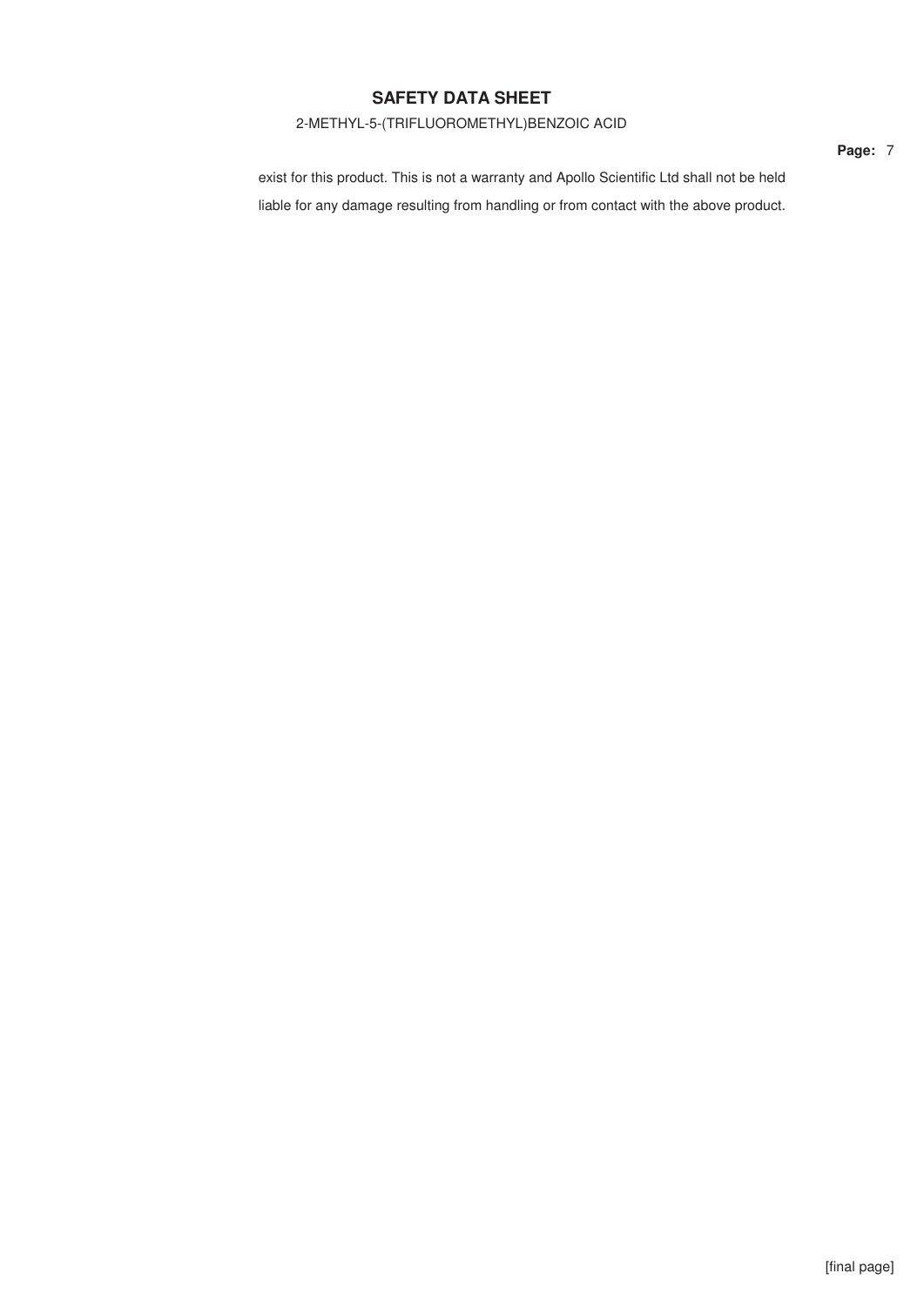exist for this product. This is not a warranty and Apollo Scientific Ltd shall not be held liable for any damage resulting from handling or from contact with the above product.